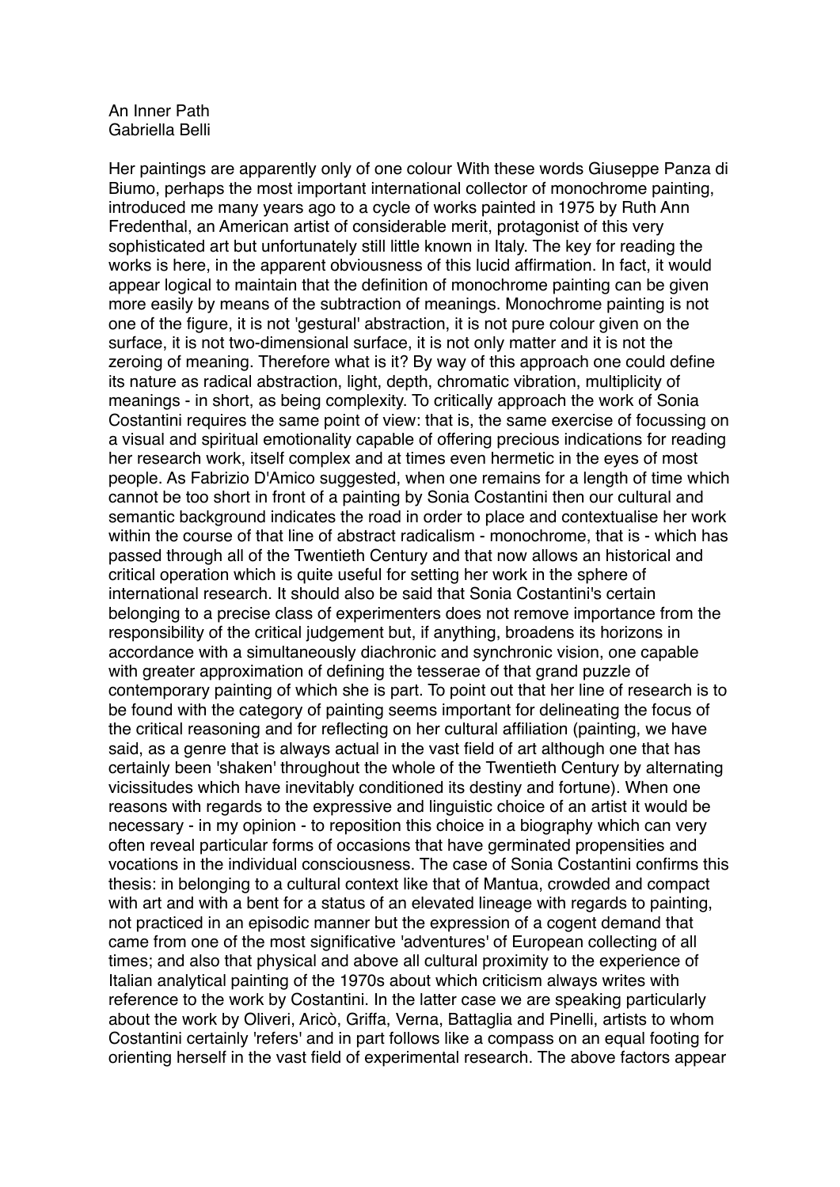# An Inner Path

Gabriella Belli

Her paintings are apparently only of one colour With these words Giuseppe Panza di Biumo, perhaps the most important international collector of monochrome painting, introduced me many years ago to a cycle of works painted in 1975 by Ruth Ann Fredenthal, an American artist of considerable merit, protagonist of this very sophisticated art but unfortunately still little known in Italy. The key for reading the works is here, in the apparent obviousness of this lucid affirmation. In fact, it would appear logical to maintain that the definition of monochrome painting can be given more easily by means of the subtraction of meanings. Monochrome painting is not one of the figure, it is not 'gestural' abstraction, it is not pure colour given on the surface, it is not two-dimensional surface, it is not only matter and it is not the zeroing of meaning. Therefore what is it? By way of this approach one could define its nature as radical abstraction, light, depth, chromatic vibration, multiplicity of meanings - in short, as being complexity. To critically approach the work of Sonia Costantini requires the same point of view: that is, the same exercise of focussing on a visual and spiritual emotionality capable of offering precious indications for reading her research work, itself complex and at times even hermetic in the eyes of most people. As Fabrizio D'Amico suggested, when one remains for a length of time which cannot be too short in front of a painting by Sonia Costantini then our cultural and semantic background indicates the road in order to place and contextualise her work within the course of that line of abstract radicalism - monochrome, that is - which has passed through all of the Twentieth Century and that now allows an historical and critical operation which is quite useful for setting her work in the sphere of international research. It should also be said that Sonia Costantini's certain belonging to a precise class of experimenters does not remove importance from the responsibility of the critical judgement but, if anything, broadens its horizons in accordance with a simultaneously diachronic and synchronic vision, one capable with greater approximation of defining the tesserae of that grand puzzle of contemporary painting of which she is part. To point out that her line of research is to be found with the category of painting seems important for delineating the focus of the critical reasoning and for reflecting on her cultural affiliation (painting, we have said, as a genre that is always actual in the vast field of art although one that has certainly been 'shaken' throughout the whole of the Twentieth Century by alternating vicissitudes which have inevitably conditioned its destiny and fortune). When one reasons with regards to the expressive and linguistic choice of an artist it would be necessary - in my opinion - to reposition this choice in a biography which can very often reveal particular forms of occasions that have germinated propensities and vocations in the individual consciousness. The case of Sonia Costantini confirms this thesis: in belonging to a cultural context like that of Mantua, crowded and compact with art and with a bent for a status of an elevated lineage with regards to painting, not practiced in an episodic manner but the expression of a cogent demand that came from one of the most significative 'adventures' of European collecting of all times; and also that physical and above all cultural proximity to the experience of Italian analytical painting of the 1970s about which criticism always writes with reference to the work by Costantini. In the latter case we are speaking particularly about the work by Oliveri, Aricò, Griffa, Verna, Battaglia and Pinelli, artists to whom Costantini certainly 'refers' and in part follows like a compass on an equal footing for orienting herself in the vast field of experimental research. The above factors appear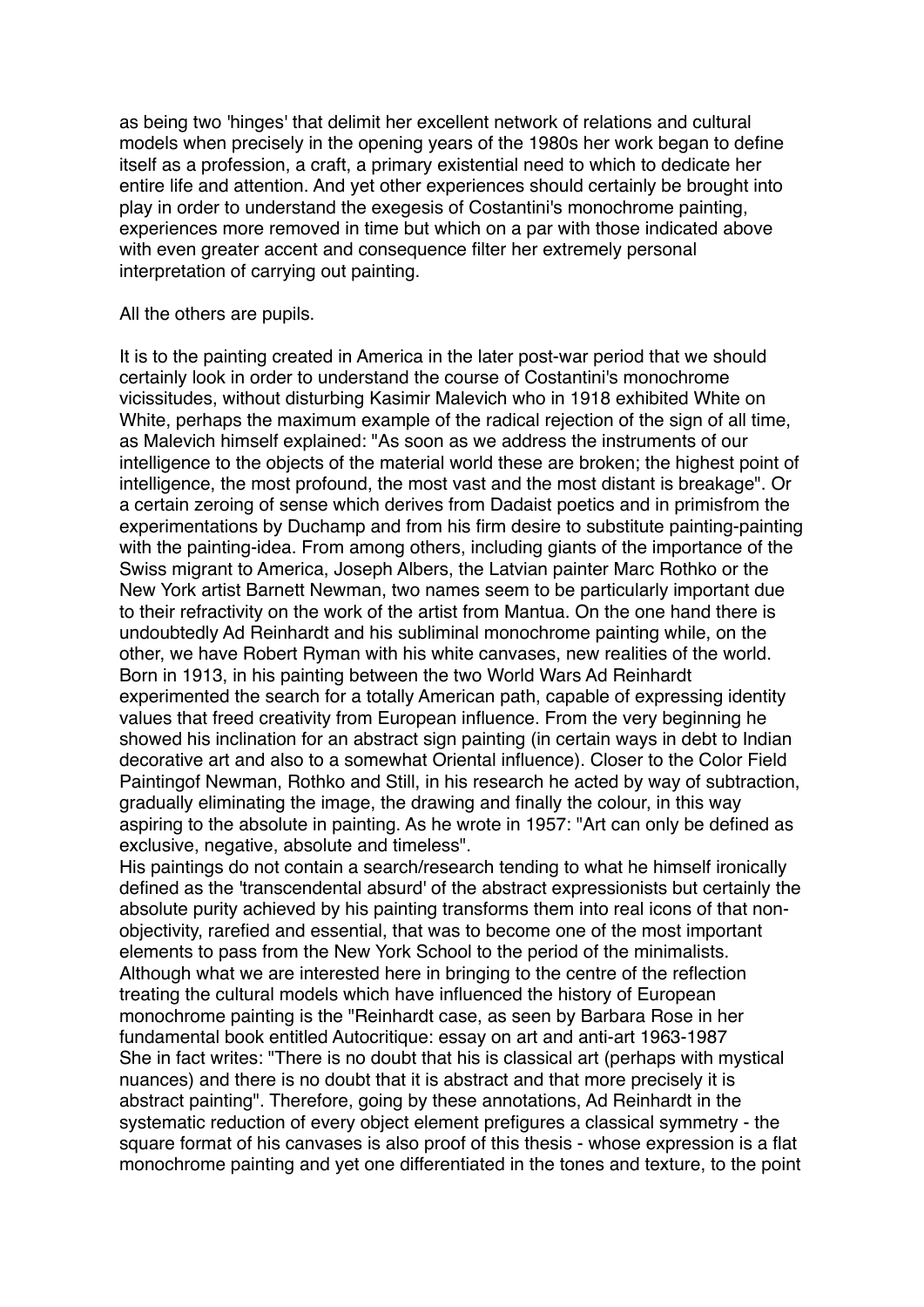as being two 'hinges' that delimit her excellent network of relations and cultural models when precisely in the opening years of the 1980s her work began to define itself as a profession, a craft, a primary existential need to which to dedicate her entire life and attention. And yet other experiences should certainly be brought into play in order to understand the exegesis of Costantini's monochrome painting, experiences more removed in time but which on a par with those indicated above with even greater accent and consequence filter her extremely personal interpretation of carrying out painting.

All the others are pupils.

It is to the painting created in America in the later post-war period that we should certainly look in order to understand the course of Costantini's monochrome vicissitudes, without disturbing Kasimir Malevich who in 1918 exhibited White on White, perhaps the maximum example of the radical rejection of the sign of all time, as Malevich himself explained: "As soon as we address the instruments of our intelligence to the objects of the material world these are broken; the highest point of intelligence, the most profound, the most vast and the most distant is breakage". Or a certain zeroing of sense which derives from Dadaist poetics and in primisfrom the experimentations by Duchamp and from his firm desire to substitute painting-painting with the painting-idea. From among others, including giants of the importance of the Swiss migrant to America, Joseph Albers, the Latvian painter Marc Rothko or the New York artist Barnett Newman, two names seem to be particularly important due to their refractivity on the work of the artist from Mantua. On the one hand there is undoubtedly Ad Reinhardt and his subliminal monochrome painting while, on the other, we have Robert Ryman with his white canvases, new realities of the world. Born in 1913, in his painting between the two World Wars Ad Reinhardt experimented the search for a totally American path, capable of expressing identity values that freed creativity from European influence. From the very beginning he showed his inclination for an abstract sign painting (in certain ways in debt to Indian decorative art and also to a somewhat Oriental influence). Closer to the Color Field Paintingof Newman, Rothko and Still, in his research he acted by way of subtraction, gradually eliminating the image, the drawing and finally the colour, in this way aspiring to the absolute in painting. As he wrote in 1957: "Art can only be defined as exclusive, negative, absolute and timeless".
His paintings do not contain a search/research tending to what he himself ironically defined as the 'transcendental absurd' of the abstract expressionists but certainly the absolute purity achieved by his painting transforms them into real icons of that non-objectivity, rarefied and essential, that was to become one of the most important elements to pass from the New York School to the period of the minimalists. Although what we are interested here in bringing to the centre of the reflection treating the cultural models which have influenced the history of European monochrome painting is the "Reinhardt case, as seen by Barbara Rose in her fundamental book entitled Autocritique: essay on art and anti-art 1963-1987
She in fact writes: "There is no doubt that his is classical art (perhaps with mystical nuances) and there is no doubt that it is abstract and that more precisely it is abstract painting". Therefore, going by these annotations, Ad Reinhardt in the systematic reduction of every object element prefigures a classical symmetry - the square format of his canvases is also proof of this thesis - whose expression is a flat monochrome painting and yet one differentiated in the tones and texture, to the point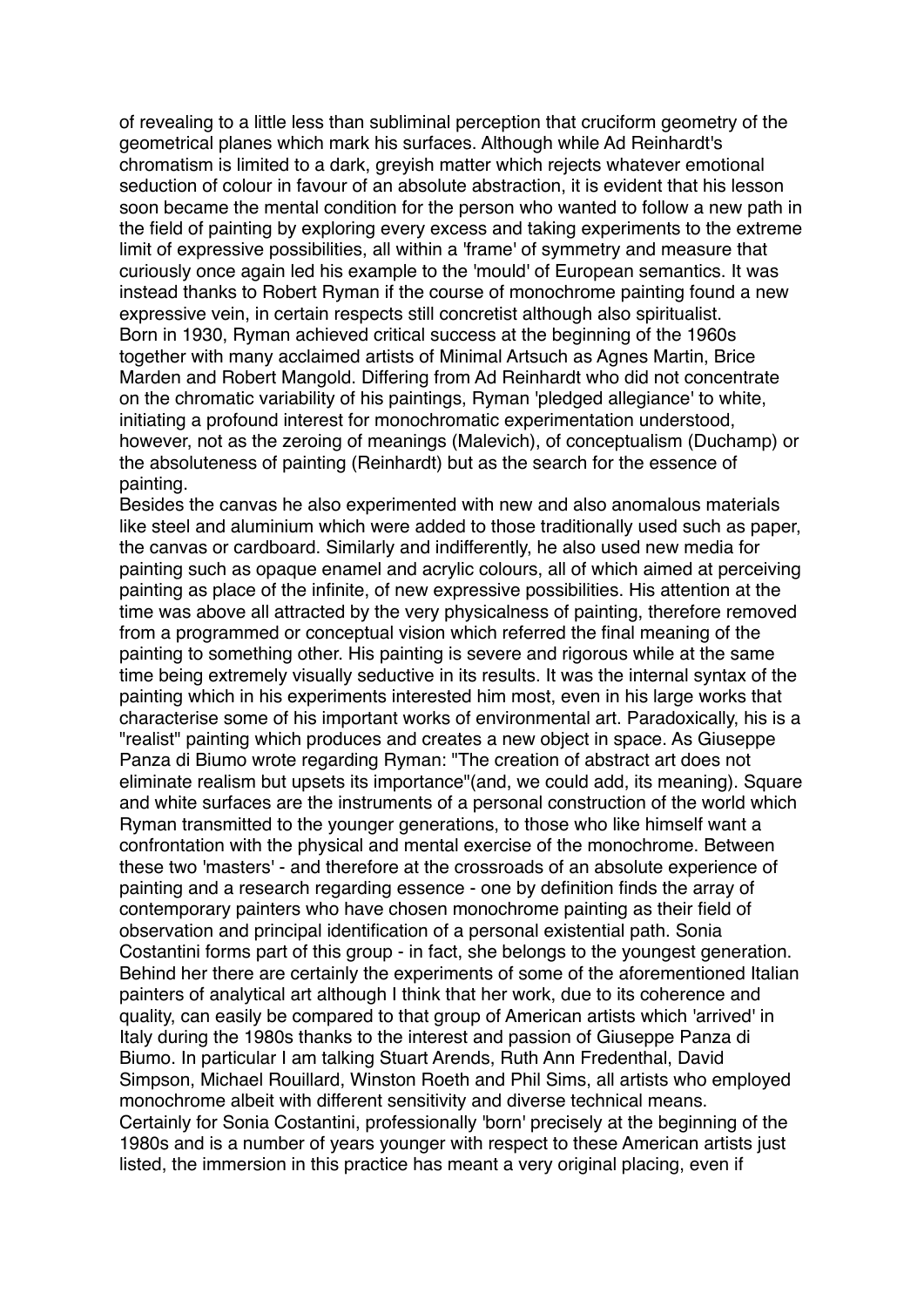of revealing to a little less than subliminal perception that cruciform geometry of the geometrical planes which mark his surfaces. Although while Ad Reinhardt's chromatism is limited to a dark, greyish matter which rejects whatever emotional seduction of colour in favour of an absolute abstraction, it is evident that his lesson soon became the mental condition for the person who wanted to follow a new path in the field of painting by exploring every excess and taking experiments to the extreme limit of expressive possibilities, all within a 'frame' of symmetry and measure that curiously once again led his example to the 'mould' of European semantics. It was instead thanks to Robert Ryman if the course of monochrome painting found a new expressive vein, in certain respects still concretist although also spiritualist.

Born in 1930, Ryman achieved critical success at the beginning of the 1960s together with many acclaimed artists of Minimal Artsuch as Agnes Martin, Brice Marden and Robert Mangold. Differing from Ad Reinhardt who did not concentrate on the chromatic variability of his paintings, Ryman 'pledged allegiance' to white, initiating a profound interest for monochromatic experimentation understood, however, not as the zeroing of meanings (Malevich), of conceptualism (Duchamp) or the absoluteness of painting (Reinhardt) but as the search for the essence of painting.

Besides the canvas he also experimented with new and also anomalous materials like steel and aluminium which were added to those traditionally used such as paper, the canvas or cardboard. Similarly and indifferently, he also used new media for painting such as opaque enamel and acrylic colours, all of which aimed at perceiving painting as place of the infinite, of new expressive possibilities. His attention at the time was above all attracted by the very physicalness of painting, therefore removed from a programmed or conceptual vision which referred the final meaning of the painting to something other. His painting is severe and rigorous while at the same time being extremely visually seductive in its results. It was the internal syntax of the painting which in his experiments interested him most, even in his large works that characterise some of his important works of environmental art. Paradoxically, his is a "realist" painting which produces and creates a new object in space. As Giuseppe Panza di Biumo wrote regarding Ryman: "The creation of abstract art does not eliminate realism but upsets its importance"(and, we could add, its meaning). Square and white surfaces are the instruments of a personal construction of the world which Ryman transmitted to the younger generations, to those who like himself want a confrontation with the physical and mental exercise of the monochrome. Between these two 'masters' - and therefore at the crossroads of an absolute experience of painting and a research regarding essence - one by definition finds the array of contemporary painters who have chosen monochrome painting as their field of observation and principal identification of a personal existential path. Sonia Costantini forms part of this group - in fact, she belongs to the youngest generation. Behind her there are certainly the experiments of some of the aforementioned Italian painters of analytical art although I think that her work, due to its coherence and quality, can easily be compared to that group of American artists which 'arrived' in Italy during the 1980s thanks to the interest and passion of Giuseppe Panza di Biumo. In particular I am talking Stuart Arends, Ruth Ann Fredenthal, David Simpson, Michael Rouillard, Winston Roeth and Phil Sims, all artists who employed monochrome albeit with different sensitivity and diverse technical means.

Certainly for Sonia Costantini, professionally 'born' precisely at the beginning of the 1980s and is a number of years younger with respect to these American artists just listed, the immersion in this practice has meant a very original placing, even if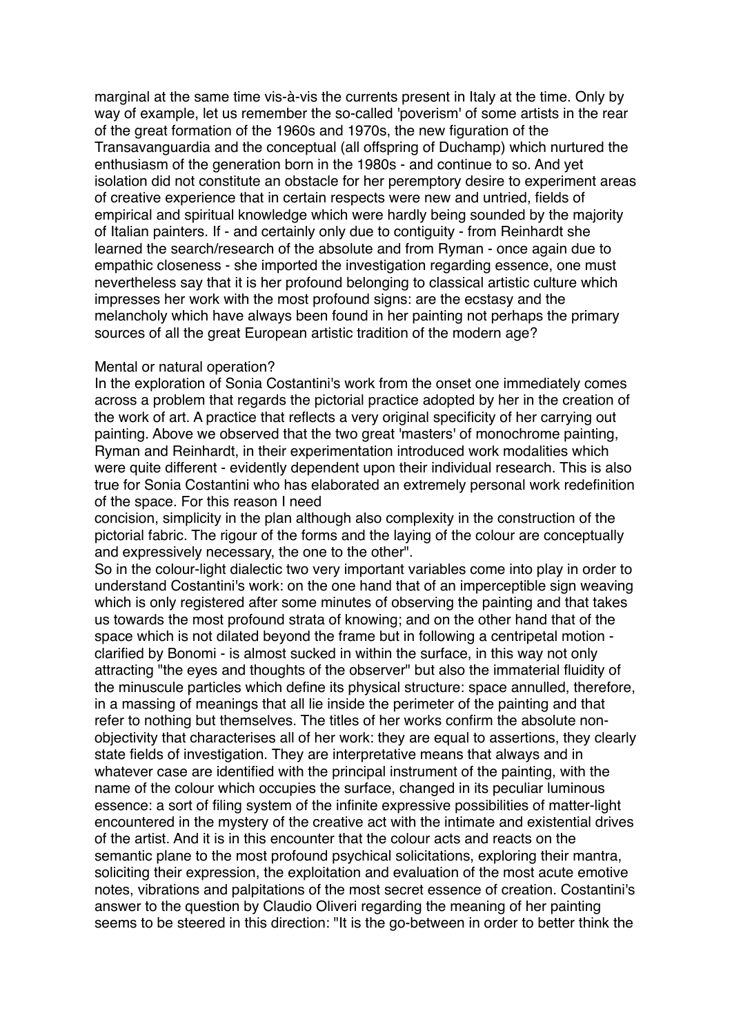marginal at the same time vis-à-vis the currents present in Italy at the time. Only by way of example, let us remember the so-called 'poverism' of some artists in the rear of the great formation of the 1960s and 1970s, the new figuration of the Transavanguardia and the conceptual (all offspring of Duchamp) which nurtured the enthusiasm of the generation born in the 1980s - and continue to so. And yet isolation did not constitute an obstacle for her peremptory desire to experiment areas of creative experience that in certain respects were new and untried, fields of empirical and spiritual knowledge which were hardly being sounded by the majority of Italian painters. If - and certainly only due to contiguity - from Reinhardt she learned the search/research of the absolute and from Ryman - once again due to empathic closeness - she imported the investigation regarding essence, one must nevertheless say that it is her profound belonging to classical artistic culture which impresses her work with the most profound signs: are the ecstasy and the melancholy which have always been found in her painting not perhaps the primary sources of all the great European artistic tradition of the modern age?

Mental or natural operation?
In the exploration of Sonia Costantini's work from the onset one immediately comes across a problem that regards the pictorial practice adopted by her in the creation of the work of art. A practice that reflects a very original specificity of her carrying out painting. Above we observed that the two great 'masters' of monochrome painting, Ryman and Reinhardt, in their experimentation introduced work modalities which were quite different - evidently dependent upon their individual research. This is also true for Sonia Costantini who has elaborated an extremely personal work redefinition of the space. For this reason I need
concision, simplicity in the plan although also complexity in the construction of the pictorial fabric. The rigour of the forms and the laying of the colour are conceptually and expressively necessary, the one to the other".
So in the colour-light dialectic two very important variables come into play in order to understand Costantini's work: on the one hand that of an imperceptible sign weaving which is only registered after some minutes of observing the painting and that takes us towards the most profound strata of knowing; and on the other hand that of the space which is not dilated beyond the frame but in following a centripetal motion - clarified by Bonomi - is almost sucked in within the surface, in this way not only attracting "the eyes and thoughts of the observer" but also the immaterial fluidity of the minuscule particles which define its physical structure: space annulled, therefore, in a massing of meanings that all lie inside the perimeter of the painting and that refer to nothing but themselves. The titles of her works confirm the absolute non-objectivity that characterises all of her work: they are equal to assertions, they clearly state fields of investigation. They are interpretative means that always and in whatever case are identified with the principal instrument of the painting, with the name of the colour which occupies the surface, changed in its peculiar luminous essence: a sort of filing system of the infinite expressive possibilities of matter-light encountered in the mystery of the creative act with the intimate and existential drives of the artist. And it is in this encounter that the colour acts and reacts on the semantic plane to the most profound psychical solicitations, exploring their mantra, soliciting their expression, the exploitation and evaluation of the most acute emotive notes, vibrations and palpitations of the most secret essence of creation. Costantini's answer to the question by Claudio Oliveri regarding the meaning of her painting seems to be steered in this direction: "It is the go-between in order to better think the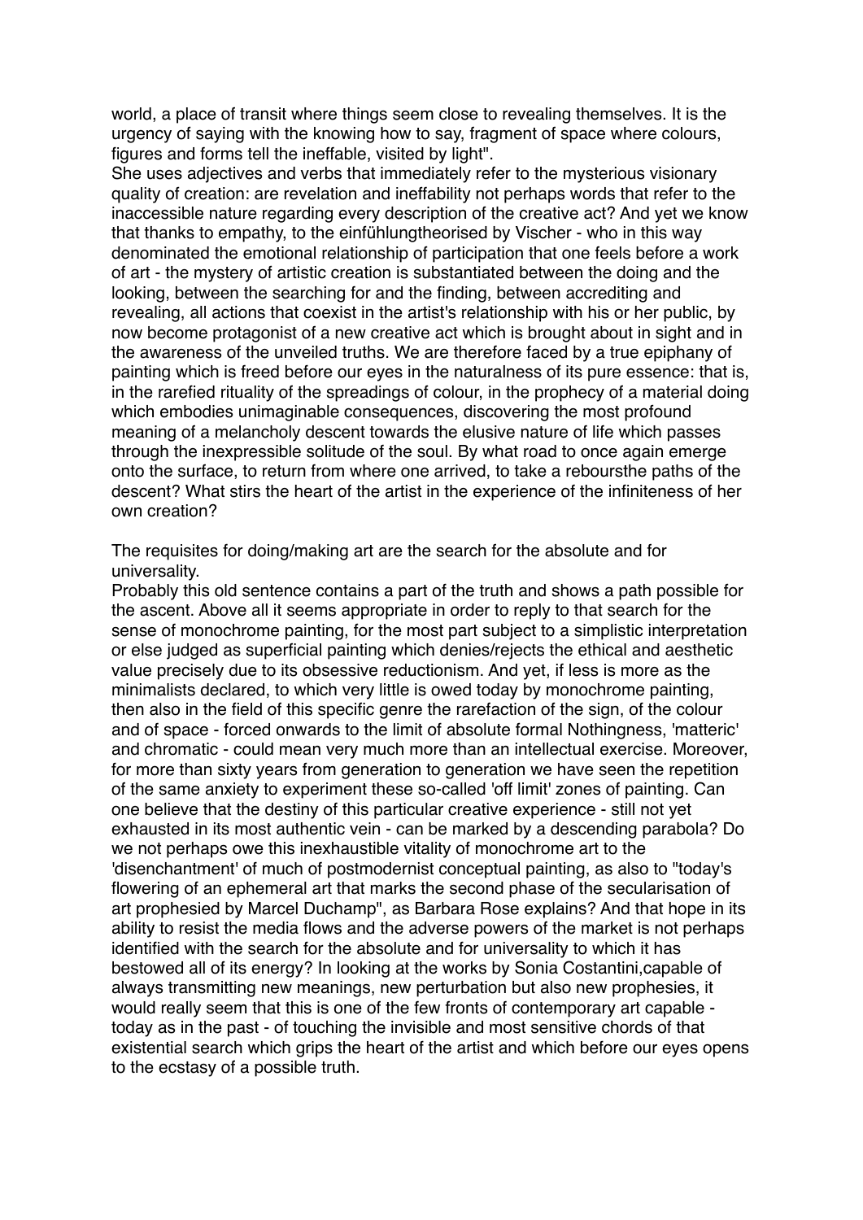world, a place of transit where things seem close to revealing themselves. It is the urgency of saying with the knowing how to say, fragment of space where colours, figures and forms tell the ineffable, visited by light".

She uses adjectives and verbs that immediately refer to the mysterious visionary quality of creation: are revelation and ineffability not perhaps words that refer to the inaccessible nature regarding every description of the creative act? And yet we know that thanks to empathy, to the einfühlungtheorised by Vischer - who in this way denominated the emotional relationship of participation that one feels before a work of art - the mystery of artistic creation is substantiated between the doing and the looking, between the searching for and the finding, between accrediting and revealing, all actions that coexist in the artist's relationship with his or her public, by now become protagonist of a new creative act which is brought about in sight and in the awareness of the unveiled truths. We are therefore faced by a true epiphany of painting which is freed before our eyes in the naturalness of its pure essence: that is, in the rarefied rituality of the spreadings of colour, in the prophecy of a material doing which embodies unimaginable consequences, discovering the most profound meaning of a melancholy descent towards the elusive nature of life which passes through the inexpressible solitude of the soul. By what road to once again emerge onto the surface, to return from where one arrived, to take a reboursthe paths of the descent? What stirs the heart of the artist in the experience of the infiniteness of her own creation?

The requisites for doing/making art are the search for the absolute and for universality.

Probably this old sentence contains a part of the truth and shows a path possible for the ascent. Above all it seems appropriate in order to reply to that search for the sense of monochrome painting, for the most part subject to a simplistic interpretation or else judged as superficial painting which denies/rejects the ethical and aesthetic value precisely due to its obsessive reductionism. And yet, if less is more as the minimalists declared, to which very little is owed today by monochrome painting, then also in the field of this specific genre the rarefaction of the sign, of the colour and of space - forced onwards to the limit of absolute formal Nothingness, 'matteric' and chromatic - could mean very much more than an intellectual exercise. Moreover, for more than sixty years from generation to generation we have seen the repetition of the same anxiety to experiment these so-called 'off limit' zones of painting. Can one believe that the destiny of this particular creative experience - still not yet exhausted in its most authentic vein - can be marked by a descending parabola? Do we not perhaps owe this inexhaustible vitality of monochrome art to the 'disenchantment' of much of postmodernist conceptual painting, as also to "today's flowering of an ephemeral art that marks the second phase of the secularisation of art prophesied by Marcel Duchamp", as Barbara Rose explains? And that hope in its ability to resist the media flows and the adverse powers of the market is not perhaps identified with the search for the absolute and for universality to which it has bestowed all of its energy? In looking at the works by Sonia Costantini,capable of always transmitting new meanings, new perturbation but also new prophesies, it would really seem that this is one of the few fronts of contemporary art capable - today as in the past - of touching the invisible and most sensitive chords of that existential search which grips the heart of the artist and which before our eyes opens to the ecstasy of a possible truth.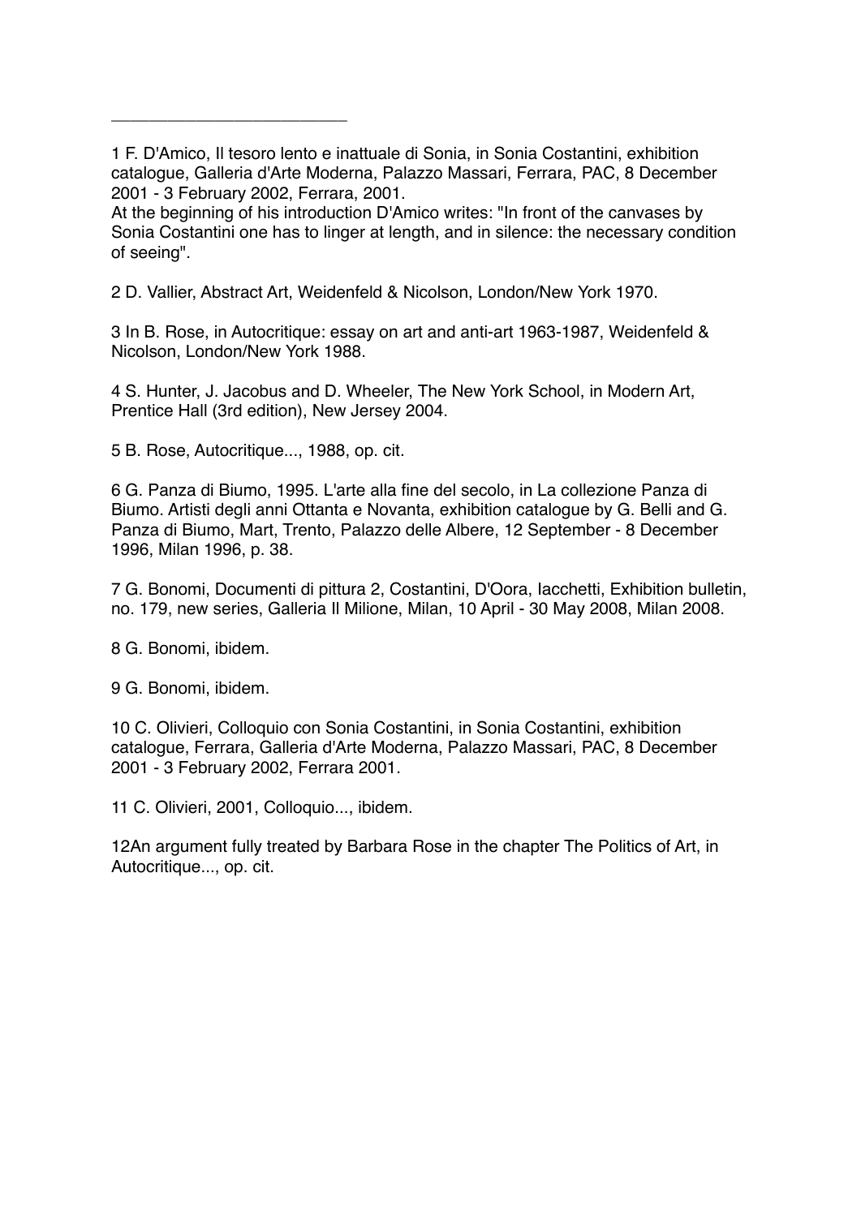---

1 F. D'Amico, Il tesoro lento e inattuale di Sonia, in Sonia Costantini, exhibition catalogue, Galleria d'Arte Moderna, Palazzo Massari, Ferrara, PAC, 8 December 2001 - 3 February 2002, Ferrara, 2001.
At the beginning of his introduction D'Amico writes: "In front of the canvases by Sonia Costantini one has to linger at length, and in silence: the necessary condition of seeing".

2 D. Vallier, Abstract Art, Weidenfeld & Nicolson, London/New York 1970.

3 In B. Rose, in Autocritique: essay on art and anti-art 1963-1987, Weidenfeld & Nicolson, London/New York 1988.

4 S. Hunter, J. Jacobus and D. Wheeler, The New York School, in Modern Art, Prentice Hall (3rd edition), New Jersey 2004.

5 B. Rose, Autocritique..., 1988, op. cit.

6 G. Panza di Biumo, 1995. L'arte alla fine del secolo, in La collezione Panza di Biumo. Artisti degli anni Ottanta e Novanta, exhibition catalogue by G. Belli and G. Panza di Biumo, Mart, Trento, Palazzo delle Albere, 12 September - 8 December 1996, Milan 1996, p. 38.

7 G. Bonomi, Documenti di pittura 2, Costantini, D'Oora, Iacchetti, Exhibition bulletin, no. 179, new series, Galleria Il Milione, Milan, 10 April - 30 May 2008, Milan 2008.

8 G. Bonomi, ibidem.

9 G. Bonomi, ibidem.

10 C. Olivieri, Colloquio con Sonia Costantini, in Sonia Costantini, exhibition catalogue, Ferrara, Galleria d'Arte Moderna, Palazzo Massari, PAC, 8 December 2001 - 3 February 2002, Ferrara 2001.

11 C. Olivieri, 2001, Colloquio..., ibidem.

12An argument fully treated by Barbara Rose in the chapter The Politics of Art, in Autocritique..., op. cit.